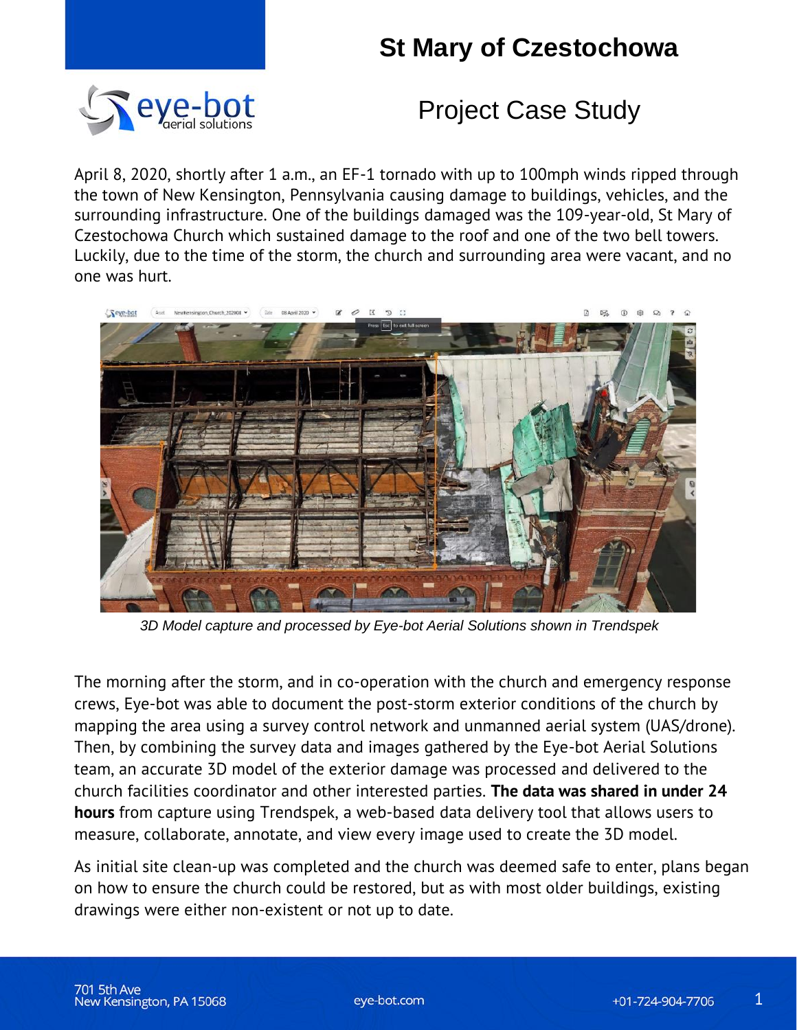# St Mary of Czestochowa

## Project Case Study

April 8, 2020, shortly after 1 a.m., an EF-1 tornado with up to 100mph winds ripped through the town of New Kensington, Pennsylvania causing damage to buildings, vehicles, and the surrounding infrastructure. One of the buildings damaged was the 109-year-old, St Mary of Czestochowa Church which sustained damage to the roof and one of the two bell towers. Luckily, due to the time of the storm, the church and surrounding area were vacant, and no one was hurt.

*3D Model capture and processed by Eye-bot Aerial Solutions shown in Trendspek*

The morning after the storm, and in co-operation with the church and emergency response crews, Eye-bot was able to document the post-storm exterior conditions of the church by mapping the area using a survey control network and unmanned aerial system (UAS/drone). Then, by combining the survey data and images gathered by the Eye-bot Aerial Solutions team, an accurate 3D model of the exterior damage was processed and delivered to the church facilities coordinator and other interested parties. **The data was shared in under 24 hours** from capture using Trendspek, a web-based data delivery tool that allows users to measure, collaborate, annotate, and view every image used to create the 3D model.

As initial site clean-up was completed and the church was deemed safe to enter, plans began on how to ensure the church could be restored, but as with most older buildings, existing drawings were either non-existent or not up to date.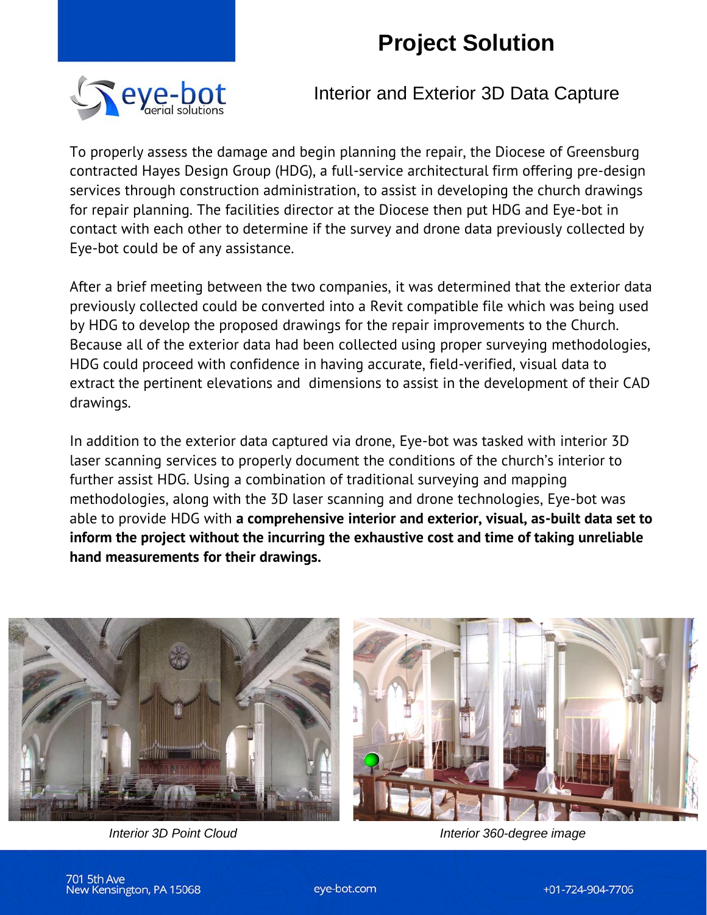# Project Solution

## Interior and Exterior 3D Data Capture

To properly assess the damage and begin planning the repair, the Diocese of Greensburg contracted Hayes Design Group (HDG), a full-service architectural firm offering pre-design services through construction administration, to assist in developing the church drawings for repair planning. The facilities director at the Diocese then put HDG and Eye-bot in contact with each other to determine if the survey and drone data previously collected by Eye-bot could be of any assistance.

After a brief meeting between the two companies, it was determined that the exterior data previously collected could be converted into a Revit compatible file which was being used by HDG to develop the proposed drawings for the repair improvements to the Church. Because all of the exterior data had been collected using proper surveying methodologies, HDG could proceed with confidence in having accurate, field-verified, visual data to extract the pertinent elevations and dimensions to assist in the development of their CAD drawings.

In addition to the exterior data captured via drone, Eye-bot was tasked with interior 3D laser scanning services to properly document the conditions of the church's interior to further assist HDG. Using a combination of traditional surveying and mapping methodologies, along with the 3D laser scanning and drone technologies, Eye-bot was able to provide HDG with **a comprehensive interior and exterior, visual, as-built data set to inform the project without the incurring the exhaustive cost and time of taking unreliable hand measurements for their drawings.**

*Interior 3D Point Cloud*

*Interior 360-degree image*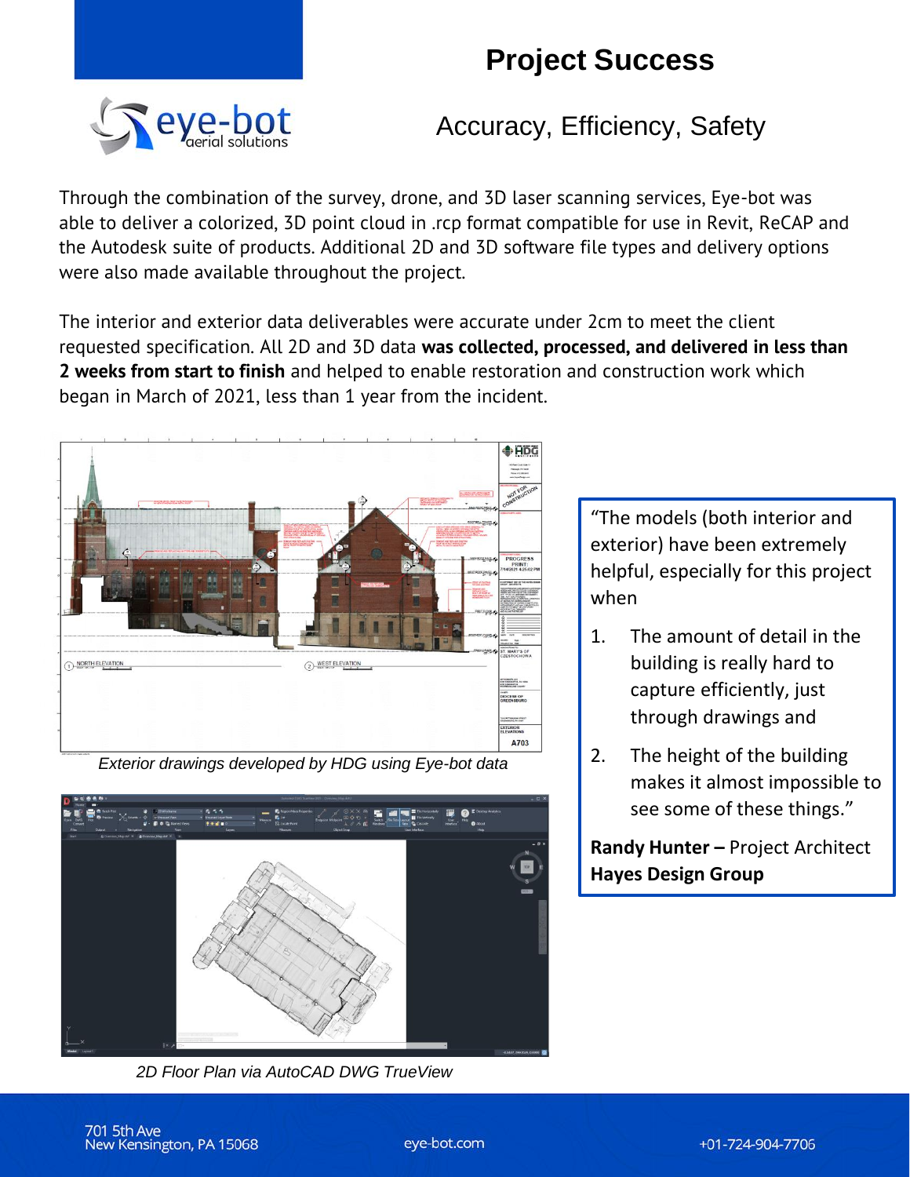# Project Success

## Accuracy, Efficiency, Safety

Through the combination of the survey, drone, and 3D laser scanning services, Eye-bot was able to deliver a colorized, 3D point cloud in .rcp format compatible for use in Revit, ReCAP and the Autodesk suite of products. Additional 2D and 3D software file types and delivery options were also made available throughout the project.

The interior and exterior data deliverables were accurate under 2cm to meet the client requested specification. All 2D and 3D data **was collected, processed, and delivered in less than 2 weeks from start to finish** and helped to enable restoration and construction work which began in March of 2021, less than 1 year from the incident.

*Exterior drawings developed by HDG using Eye-bot data*

*2D Floor Plan via AutoCAD DWG TrueView*

"The models (both interior and exterior) have been extremely helpful, especially for this project when

1. The amount of detail in the building is really hard to capture efficiently, just through drawings and
2. The height of the building makes it almost impossible to see some of these things."

**Randy Hunter –** Project Architect
**Hayes Design Group**

701 5th Ave
New Kensington, PA 15068

eye-bot.com

+01-724-904-7706